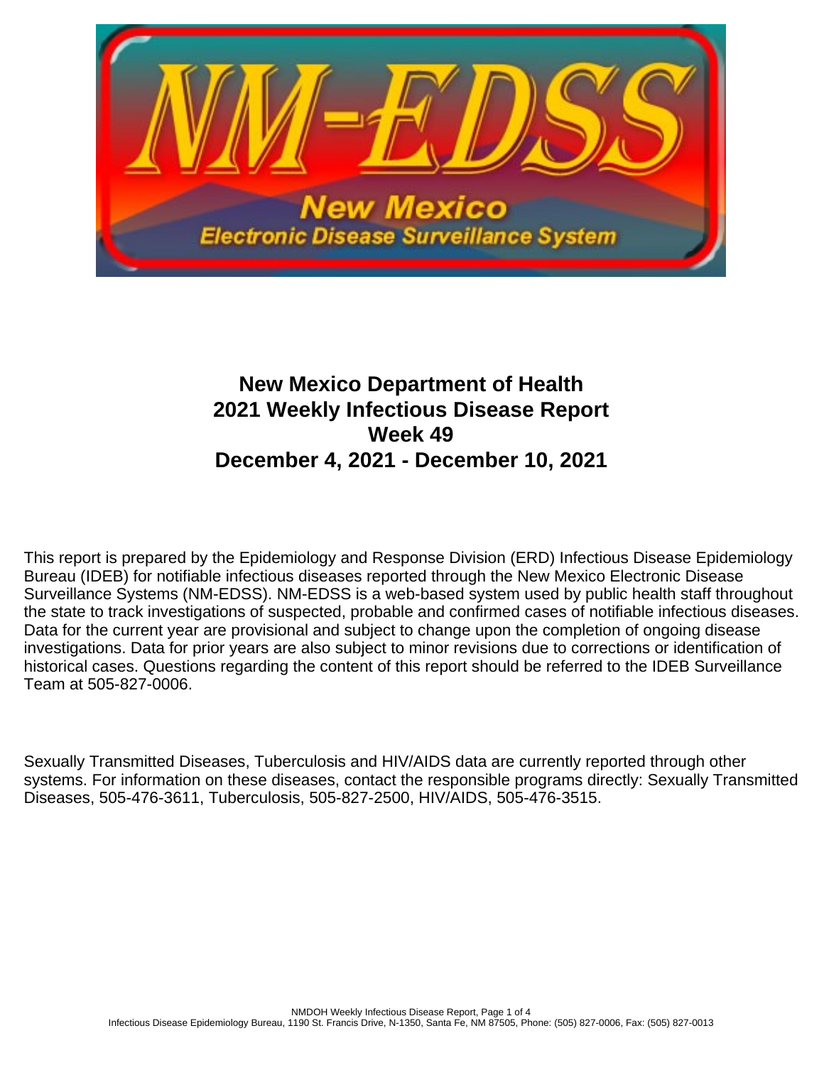# New Mexico Department of Health
# 2021 Weekly Infectious Disease Report
# Week 49
# December 4, 2021 - December 10, 2021

This report is prepared by the Epidemiology and Response Division (ERD) Infectious Disease Epidemiology Bureau (IDEB) for notifiable infectious diseases reported through the New Mexico Electronic Disease Surveillance Systems (NM-EDSS). NM-EDSS is a web-based system used by public health staff throughout the state to track investigations of suspected, probable and confirmed cases of notifiable infectious diseases. Data for the current year are provisional and subject to change upon the completion of ongoing disease investigations. Data for prior years are also subject to minor revisions due to corrections or identification of historical cases. Questions regarding the content of this report should be referred to the IDEB Surveillance Team at 505-827-0006.

Sexually Transmitted Diseases, Tuberculosis and HIV/AIDS data are currently reported through other systems. For information on these diseases, contact the responsible programs directly: Sexually Transmitted Diseases, 505-476-3611, Tuberculosis, 505-827-2500, HIV/AIDS, 505-476-3515.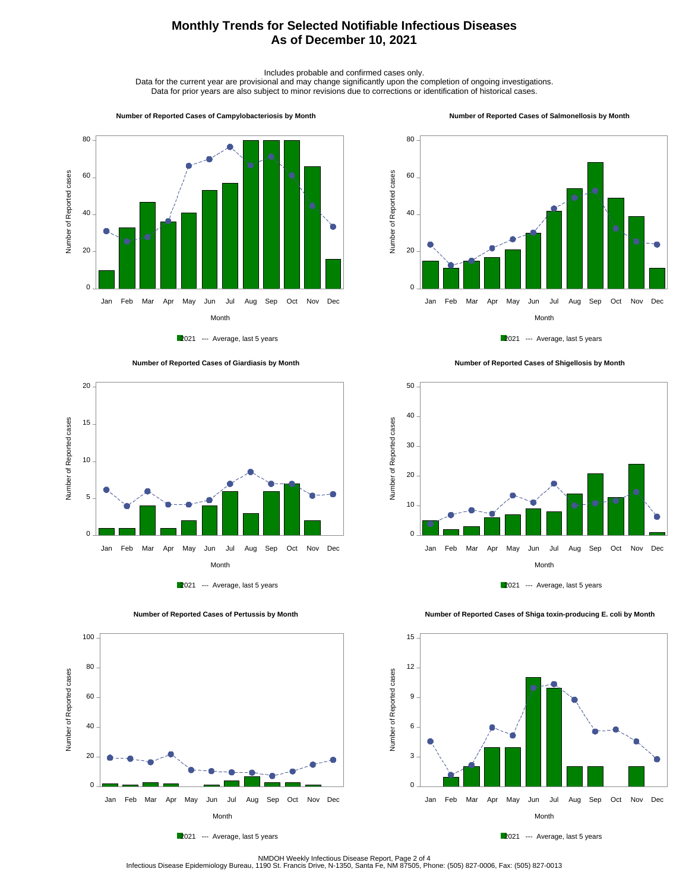# Monthly Trends for Selected Notifiable Infectious Diseases
# As of December 10, 2021

Includes probable and confirmed cases only.
Data for the current year are provisional and may change significantly upon the completion of ongoing investigations.
Data for prior years are also subject to minor revisions due to corrections or identification of historical cases.

**Number of Reported Cases of Campylobacteriosis by Month**

Number of Reported cases (0–80) by Month (Jan–Dec)

2021 --- Average, last 5 years

**Number of Reported Cases of Salmonellosis by Month**

Number of Reported cases (0–80) by Month (Jan–Dec)

2021 --- Average, last 5 years

**Number of Reported Cases of Giardiasis by Month**

Number of Reported cases (0–20) by Month (Jan–Dec)

2021 --- Average, last 5 years

**Number of Reported Cases of Shigellosis by Month**

Number of Reported cases (0–50) by Month (Jan–Dec)

2021 --- Average, last 5 years

**Number of Reported Cases of Pertussis by Month**

Number of Reported cases (0–100) by Month (Jan–Dec)

2021 --- Average, last 5 years

**Number of Reported Cases of Shiga toxin-producing E. coli by Month**

Number of Reported cases (0–15) by Month (Jan–Dec)

2021 --- Average, last 5 years

NMDOH Weekly Infectious Disease Report, Page 2 of 4
Infectious Disease Epidemiology Bureau, 1190 St. Francis Drive, N-1350, Santa Fe, NM 87505, Phone: (505) 827-0006, Fax: (505) 827-0013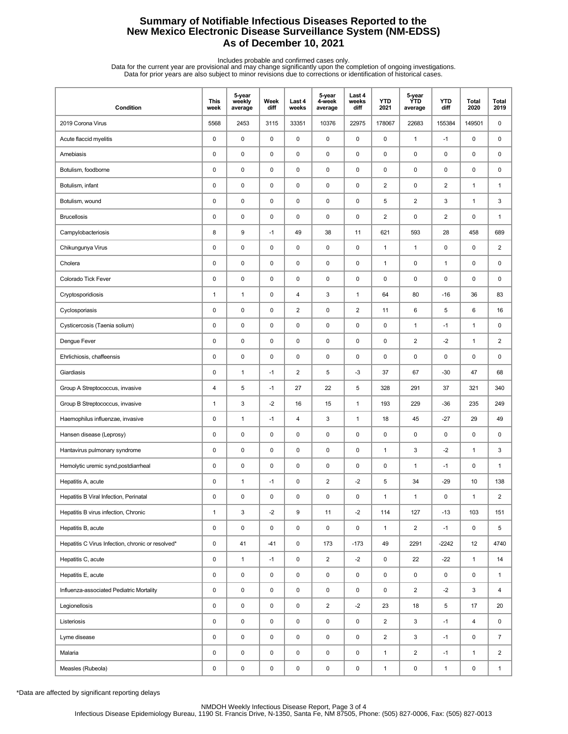# Summary of Notifiable Infectious Diseases Reported to the New Mexico Electronic Disease Surveillance System (NM-EDSS) As of December 10, 2021

Includes probable and confirmed cases only.
Data for the current year are provisional and may change significantly upon the completion of ongoing investigations.
Data for prior years are also subject to minor revisions due to corrections or identification of historical cases.

| Condition | This week | 5-year weekly average | Week diff | Last 4 weeks | 5-year 4-week average | Last 4 weeks diff | YTD 2021 | 5-year YTD average | YTD diff | Total 2020 | Total 2019 |
|---|---|---|---|---|---|---|---|---|---|---|---|
| 2019 Corona Virus | 5568 | 2453 | 3115 | 33351 | 10376 | 22975 | 178067 | 22683 | 155384 | 149501 | 0 |
| Acute flaccid myelitis | 0 | 0 | 0 | 0 | 0 | 0 | 0 | 1 | -1 | 0 | 0 |
| Amebiasis | 0 | 0 | 0 | 0 | 0 | 0 | 0 | 0 | 0 | 0 | 0 |
| Botulism, foodborne | 0 | 0 | 0 | 0 | 0 | 0 | 0 | 0 | 0 | 0 | 0 |
| Botulism, infant | 0 | 0 | 0 | 0 | 0 | 0 | 2 | 0 | 2 | 1 | 1 |
| Botulism, wound | 0 | 0 | 0 | 0 | 0 | 0 | 5 | 2 | 3 | 1 | 3 |
| Brucellosis | 0 | 0 | 0 | 0 | 0 | 0 | 2 | 0 | 2 | 0 | 1 |
| Campylobacteriosis | 8 | 9 | -1 | 49 | 38 | 11 | 621 | 593 | 28 | 458 | 689 |
| Chikungunya Virus | 0 | 0 | 0 | 0 | 0 | 0 | 1 | 1 | 0 | 0 | 2 |
| Cholera | 0 | 0 | 0 | 0 | 0 | 0 | 1 | 0 | 1 | 0 | 0 |
| Colorado Tick Fever | 0 | 0 | 0 | 0 | 0 | 0 | 0 | 0 | 0 | 0 | 0 |
| Cryptosporidiosis | 1 | 1 | 0 | 4 | 3 | 1 | 64 | 80 | -16 | 36 | 83 |
| Cyclosporiasis | 0 | 0 | 0 | 2 | 0 | 2 | 11 | 6 | 5 | 6 | 16 |
| Cysticercosis (Taenia solium) | 0 | 0 | 0 | 0 | 0 | 0 | 0 | 1 | -1 | 1 | 0 |
| Dengue Fever | 0 | 0 | 0 | 0 | 0 | 0 | 0 | 2 | -2 | 1 | 2 |
| Ehrlichiosis, chaffeensis | 0 | 0 | 0 | 0 | 0 | 0 | 0 | 0 | 0 | 0 | 0 |
| Giardiasis | 0 | 1 | -1 | 2 | 5 | -3 | 37 | 67 | -30 | 47 | 68 |
| Group A Streptococcus, invasive | 4 | 5 | -1 | 27 | 22 | 5 | 328 | 291 | 37 | 321 | 340 |
| Group B Streptococcus, invasive | 1 | 3 | -2 | 16 | 15 | 1 | 193 | 229 | -36 | 235 | 249 |
| Haemophilus influenzae, invasive | 0 | 1 | -1 | 4 | 3 | 1 | 18 | 45 | -27 | 29 | 49 |
| Hansen disease (Leprosy) | 0 | 0 | 0 | 0 | 0 | 0 | 0 | 0 | 0 | 0 | 0 |
| Hantavirus pulmonary syndrome | 0 | 0 | 0 | 0 | 0 | 0 | 1 | 3 | -2 | 1 | 3 |
| Hemolytic uremic synd,postdiarrheal | 0 | 0 | 0 | 0 | 0 | 0 | 0 | 1 | -1 | 0 | 1 |
| Hepatitis A, acute | 0 | 1 | -1 | 0 | 2 | -2 | 5 | 34 | -29 | 10 | 138 |
| Hepatitis B Viral Infection, Perinatal | 0 | 0 | 0 | 0 | 0 | 0 | 1 | 1 | 0 | 1 | 2 |
| Hepatitis B virus infection, Chronic | 1 | 3 | -2 | 9 | 11 | -2 | 114 | 127 | -13 | 103 | 151 |
| Hepatitis B, acute | 0 | 0 | 0 | 0 | 0 | 0 | 1 | 2 | -1 | 0 | 5 |
| Hepatitis C Virus Infection, chronic or resolved* | 0 | 41 | -41 | 0 | 173 | -173 | 49 | 2291 | -2242 | 12 | 4740 |
| Hepatitis C, acute | 0 | 1 | -1 | 0 | 2 | -2 | 0 | 22 | -22 | 1 | 14 |
| Hepatitis E, acute | 0 | 0 | 0 | 0 | 0 | 0 | 0 | 0 | 0 | 0 | 1 |
| Influenza-associated Pediatric Mortality | 0 | 0 | 0 | 0 | 0 | 0 | 0 | 2 | -2 | 3 | 4 |
| Legionellosis | 0 | 0 | 0 | 0 | 2 | -2 | 23 | 18 | 5 | 17 | 20 |
| Listeriosis | 0 | 0 | 0 | 0 | 0 | 0 | 2 | 3 | -1 | 4 | 0 |
| Lyme disease | 0 | 0 | 0 | 0 | 0 | 0 | 2 | 3 | -1 | 0 | 7 |
| Malaria | 0 | 0 | 0 | 0 | 0 | 0 | 1 | 2 | -1 | 1 | 2 |
| Measles (Rubeola) | 0 | 0 | 0 | 0 | 0 | 0 | 1 | 0 | 1 | 0 | 1 |

*Data are affected by significant reporting delays

NMDOH Weekly Infectious Disease Report
Infectious Disease Epidemiology Bureau, 1190 St. Francis Drive, N-1350, Santa Fe, NM 87505, Phone: (505) 827-0006, Fax: (505) 827-0013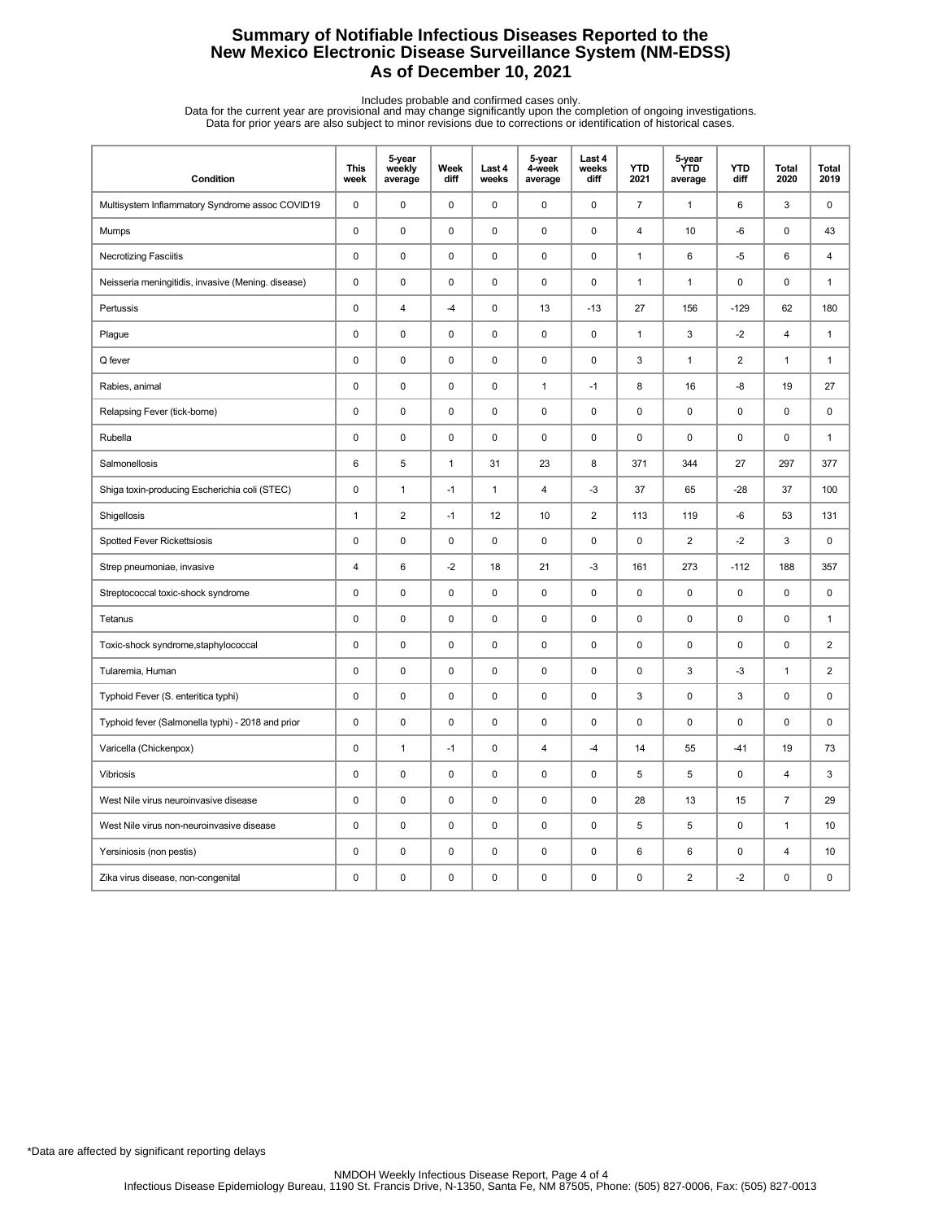# Summary of Notifiable Infectious Diseases Reported to the New Mexico Electronic Disease Surveillance System (NM-EDSS) As of December 10, 2021

Includes probable and confirmed cases only.
Data for the current year are provisional and may change significantly upon the completion of ongoing investigations.
Data for prior years are also subject to minor revisions due to corrections or identification of historical cases.

| Condition | This week | 5-year weekly average | Week diff | Last 4 weeks | 5-year 4-week average | Last 4 weeks diff | YTD 2021 | 5-year YTD average | YTD diff | Total 2020 | Total 2019 |
|---|---|---|---|---|---|---|---|---|---|---|---|
| Multisystem Inflammatory Syndrome assoc COVID19 | 0 | 0 | 0 | 0 | 0 | 0 | 7 | 1 | 6 | 3 | 0 |
| Mumps | 0 | 0 | 0 | 0 | 0 | 0 | 4 | 10 | -6 | 0 | 43 |
| Necrotizing Fasciitis | 0 | 0 | 0 | 0 | 0 | 0 | 1 | 6 | -5 | 6 | 4 |
| Neisseria meningitidis, invasive (Mening. disease) | 0 | 0 | 0 | 0 | 0 | 0 | 1 | 1 | 0 | 0 | 1 |
| Pertussis | 0 | 4 | -4 | 0 | 13 | -13 | 27 | 156 | -129 | 62 | 180 |
| Plague | 0 | 0 | 0 | 0 | 0 | 0 | 1 | 3 | -2 | 4 | 1 |
| Q fever | 0 | 0 | 0 | 0 | 0 | 0 | 3 | 1 | 2 | 1 | 1 |
| Rabies, animal | 0 | 0 | 0 | 0 | 1 | -1 | 8 | 16 | -8 | 19 | 27 |
| Relapsing Fever (tick-borne) | 0 | 0 | 0 | 0 | 0 | 0 | 0 | 0 | 0 | 0 | 0 |
| Rubella | 0 | 0 | 0 | 0 | 0 | 0 | 0 | 0 | 0 | 0 | 1 |
| Salmonellosis | 6 | 5 | 1 | 31 | 23 | 8 | 371 | 344 | 27 | 297 | 377 |
| Shiga toxin-producing Escherichia coli (STEC) | 0 | 1 | -1 | 1 | 4 | -3 | 37 | 65 | -28 | 37 | 100 |
| Shigellosis | 1 | 2 | -1 | 12 | 10 | 2 | 113 | 119 | -6 | 53 | 131 |
| Spotted Fever Rickettsiosis | 0 | 0 | 0 | 0 | 0 | 0 | 0 | 2 | -2 | 3 | 0 |
| Strep pneumoniae, invasive | 4 | 6 | -2 | 18 | 21 | -3 | 161 | 273 | -112 | 188 | 357 |
| Streptococcal toxic-shock syndrome | 0 | 0 | 0 | 0 | 0 | 0 | 0 | 0 | 0 | 0 | 0 |
| Tetanus | 0 | 0 | 0 | 0 | 0 | 0 | 0 | 0 | 0 | 0 | 1 |
| Toxic-shock syndrome,staphylococcal | 0 | 0 | 0 | 0 | 0 | 0 | 0 | 0 | 0 | 0 | 2 |
| Tularemia, Human | 0 | 0 | 0 | 0 | 0 | 0 | 0 | 3 | -3 | 1 | 2 |
| Typhoid Fever (S. enteritica typhi) | 0 | 0 | 0 | 0 | 0 | 0 | 3 | 0 | 3 | 0 | 0 |
| Typhoid fever (Salmonella typhi) - 2018 and prior | 0 | 0 | 0 | 0 | 0 | 0 | 0 | 0 | 0 | 0 | 0 |
| Varicella (Chickenpox) | 0 | 1 | -1 | 0 | 4 | -4 | 14 | 55 | -41 | 19 | 73 |
| Vibriosis | 0 | 0 | 0 | 0 | 0 | 0 | 5 | 5 | 0 | 4 | 3 |
| West Nile virus neuroinvasive disease | 0 | 0 | 0 | 0 | 0 | 0 | 28 | 13 | 15 | 7 | 29 |
| West Nile virus non-neuroinvasive disease | 0 | 0 | 0 | 0 | 0 | 0 | 5 | 5 | 0 | 1 | 10 |
| Yersiniosis (non pestis) | 0 | 0 | 0 | 0 | 0 | 0 | 6 | 6 | 0 | 4 | 10 |
| Zika virus disease, non-congenital | 0 | 0 | 0 | 0 | 0 | 0 | 0 | 2 | -2 | 0 | 0 |

*Data are affected by significant reporting delays

NMDOH Weekly Infectious Disease Report, Page 4 of 4
Infectious Disease Epidemiology Bureau, 1190 St. Francis Drive, N-1350, Santa Fe, NM 87505, Phone: (505) 827-0006, Fax: (505) 827-0013